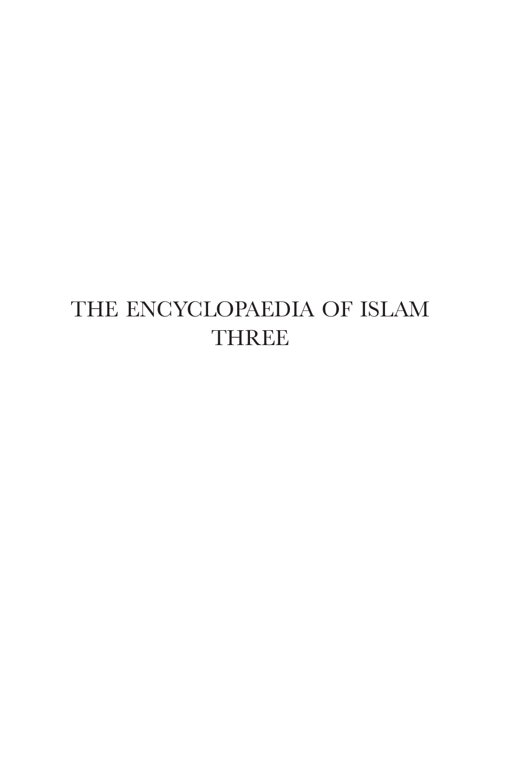# THE ENCYCLOPAEDIA OF ISLAM THREE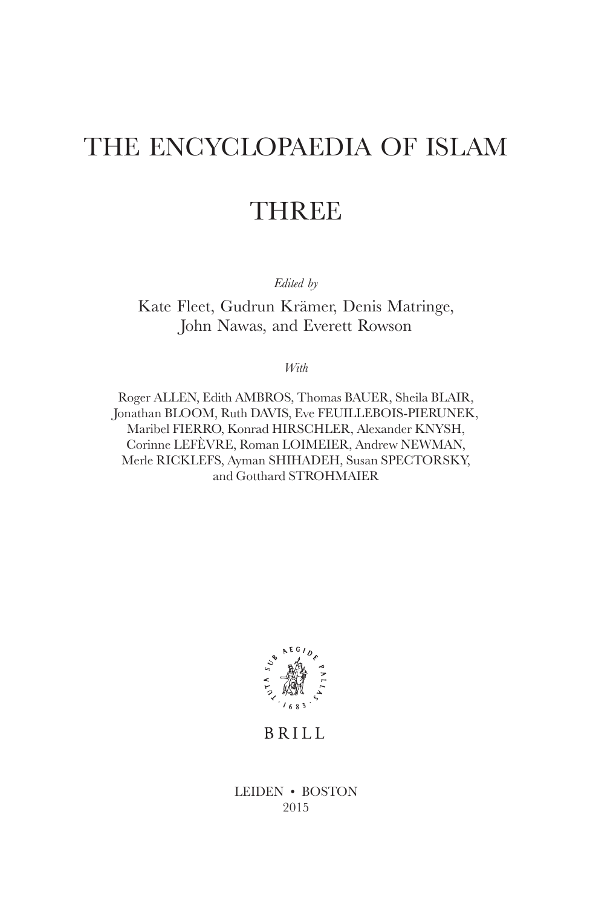# THE ENCYCLOPAEDIA OF ISLAM

# THREE

*Edited by*

Kate Fleet, Gudrun Krämer, Denis Matringe, John Nawas, and Everett Rowson

*With*

Roger ALLEN, Edith AMBROS, Thomas BAUER, Sheila BLAIR, Jonathan BLOOM, Ruth DAVIS, Eve FEUILLEBOIS-PIERUNEK, Maribel FIERRO, Konrad HIRSCHLER, Alexander KNYSH, Corinne LEFÈVRE, Roman LOIMEIER, Andrew NEWMAN, Merle RICKLEFS, Ayman SHIHADEH, Susan SPECTORSKY, and Gotthard STROHMAIER

TUTA SUB AEGIDE PALLAS · 1683 ·

BRILL

LEIDEN • BOSTON
2015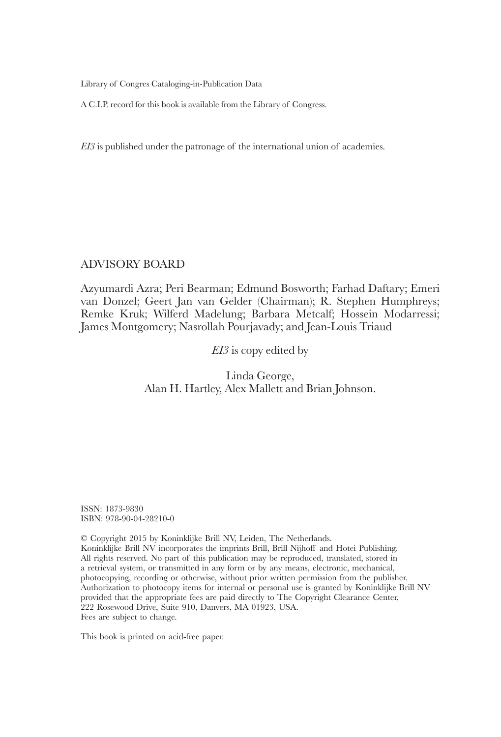Library of Congres Cataloging-in-Publication Data

A C.I.P. record for this book is available from the Library of Congress.

*EI3* is published under the patronage of the international union of academies.

ADVISORY BOARD

Azyumardi Azra; Peri Bearman; Edmund Bosworth; Farhad Daftary; Emeri van Donzel; Geert Jan van Gelder (Chairman); R. Stephen Humphreys; Remke Kruk; Wilferd Madelung; Barbara Metcalf; Hossein Modarressi; James Montgomery; Nasrollah Pourjavady; and Jean-Louis Triaud

*EI3* is copy edited by

Linda George,
Alan H. Hartley, Alex Mallett and Brian Johnson.

ISSN: 1873-9830
ISBN: 978-90-04-28210-0

© Copyright 2015 by Koninklijke Brill NV, Leiden, The Netherlands.
Koninklijke Brill NV incorporates the imprints Brill, Brill Nijhoff and Hotei Publishing.
All rights reserved. No part of this publication may be reproduced, translated, stored in a retrieval system, or transmitted in any form or by any means, electronic, mechanical, photocopying, recording or otherwise, without prior written permission from the publisher.
Authorization to photocopy items for internal or personal use is granted by Koninklijke Brill NV provided that the appropriate fees are paid directly to The Copyright Clearance Center, 222 Rosewood Drive, Suite 910, Danvers, MA 01923, USA.
Fees are subject to change.

This book is printed on acid-free paper.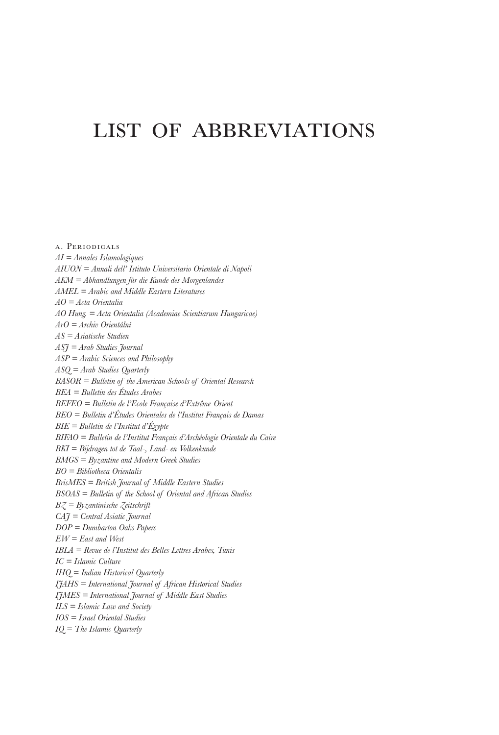# LIST OF ABBREVIATIONS

a. Periodicals

*AI = Annales Islamologiques*
*AIUON = Annali dell' Istituto Universitario Orientale di Napoli*
*AKM = Abhandlungen für die Kunde des Morgenlandes*
*AMEL = Arabic and Middle Eastern Literatures*
*AO = Acta Orientalia*
*AO Hung. = Acta Orientalia (Academiae Scientiarum Hungaricae)*
*ArO = Archiv Orientální*
*AS = Asiatische Studien*
*ASJ = Arab Studies Journal*
*ASP = Arabic Sciences and Philosophy*
*ASQ = Arab Studies Quarterly*
*BASOR = Bulletin of the American Schools of Oriental Research*
*BEA = Bulletin des Études Arabes*
*BEFEO = Bulletin de l'Ecole Française d'Extrême-Orient*
*BEO = Bulletin d'Études Orientales de l'Institut Français de Damas*
*BIE = Bulletin de l'Institut d'Égypte*
*BIFAO = Bulletin de l'Institut Français d'Archéologie Orientale du Caire*
*BKI = Bijdragen tot de Taal-, Land- en Volkenkunde*
*BMGS = Byzantine and Modern Greek Studies*
*BO = Bibliotheca Orientalis*
*BrisMES = British Journal of Middle Eastern Studies*
*BSOAS = Bulletin of the School of Oriental and African Studies*
*BZ = Byzantinische Zeitschrift*
*CAJ = Central Asiatic Journal*
*DOP = Dumbarton Oaks Papers*
*EW = East and West*
*IBLA = Revue de l'Institut des Belles Lettres Arabes, Tunis*
*IC = Islamic Culture*
*IHQ = Indian Historical Quarterly*
*IJAHS = International Journal of African Historical Studies*
*IJMES = International Journal of Middle East Studies*
*ILS = Islamic Law and Society*
*IOS = Israel Oriental Studies*
*IQ = The Islamic Quarterly*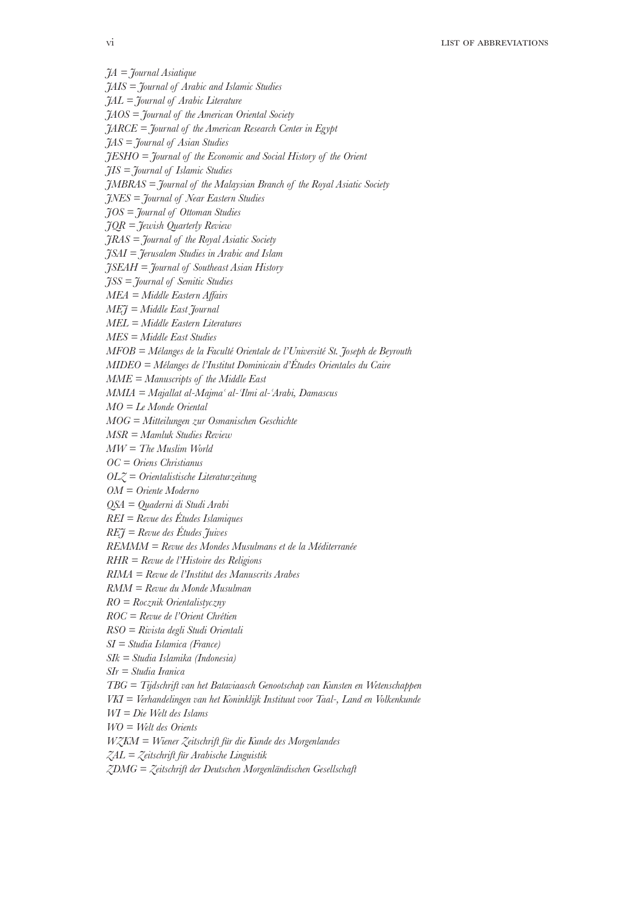*JA = Journal Asiatique*
*JAIS = Journal of Arabic and Islamic Studies*
*JAL = Journal of Arabic Literature*
*JAOS = Journal of the American Oriental Society*
*JARCE = Journal of the American Research Center in Egypt*
*JAS = Journal of Asian Studies*
*JESHO = Journal of the Economic and Social History of the Orient*
*JIS = Journal of Islamic Studies*
*JMBRAS = Journal of the Malaysian Branch of the Royal Asiatic Society*
*JNES = Journal of Near Eastern Studies*
*JOS = Journal of Ottoman Studies*
*JQR = Jewish Quarterly Review*
*JRAS = Journal of the Royal Asiatic Society*
*JSAI = Jerusalem Studies in Arabic and Islam*
*JSEAH = Journal of Southeast Asian History*
*JSS = Journal of Semitic Studies*
*MEA = Middle Eastern Affairs*
*MEJ = Middle East Journal*
*MEL = Middle Eastern Literatures*
*MES = Middle East Studies*
*MFOB = Mélanges de la Faculté Orientale de l'Université St. Joseph de Beyrouth*
*MIDEO = Mélanges de l'Institut Dominicain d'Études Orientales du Caire*
*MME = Manuscripts of the Middle East*
*MMIA = Majallat al-Majmaʿ al-ʿIlmi al-ʿArabi, Damascus*
*MO = Le Monde Oriental*
*MOG = Mitteilungen zur Osmanischen Geschichte*
*MSR = Mamluk Studies Review*
*MW = The Muslim World*
*OC = Oriens Christianus*
*OLZ = Orientalistische Literaturzeitung*
*OM = Oriente Moderno*
*QSA = Quaderni di Studi Arabi*
*REI = Revue des Études Islamiques*
*REJ = Revue des Études Juives*
*REMMM = Revue des Mondes Musulmans et de la Méditerranée*
*RHR = Revue de l'Histoire des Religions*
*RIMA = Revue de l'Institut des Manuscrits Arabes*
*RMM = Revue du Monde Musulman*
*RO = Rocznik Orientalistyczny*
*ROC = Revue de l'Orient Chrétien*
*RSO = Rivista degli Studi Orientali*
*SI = Studia Islamica (France)*
*SIk = Studia Islamika (Indonesia)*
*SIr = Studia Iranica*
*TBG = Tijdschrift van het Bataviaasch Genootschap van Kunsten en Wetenschappen*
*VKI = Verhandelingen van het Koninklijk Instituut voor Taal-, Land en Volkenkunde*
*WI = Die Welt des Islams*
*WO = Welt des Orients*
*WZKM = Wiener Zeitschrift für die Kunde des Morgenlandes*
*ZAL = Zeitschrift für Arabische Linguistik*
*ZDMG = Zeitschrift der Deutschen Morgenländischen Gesellschaft*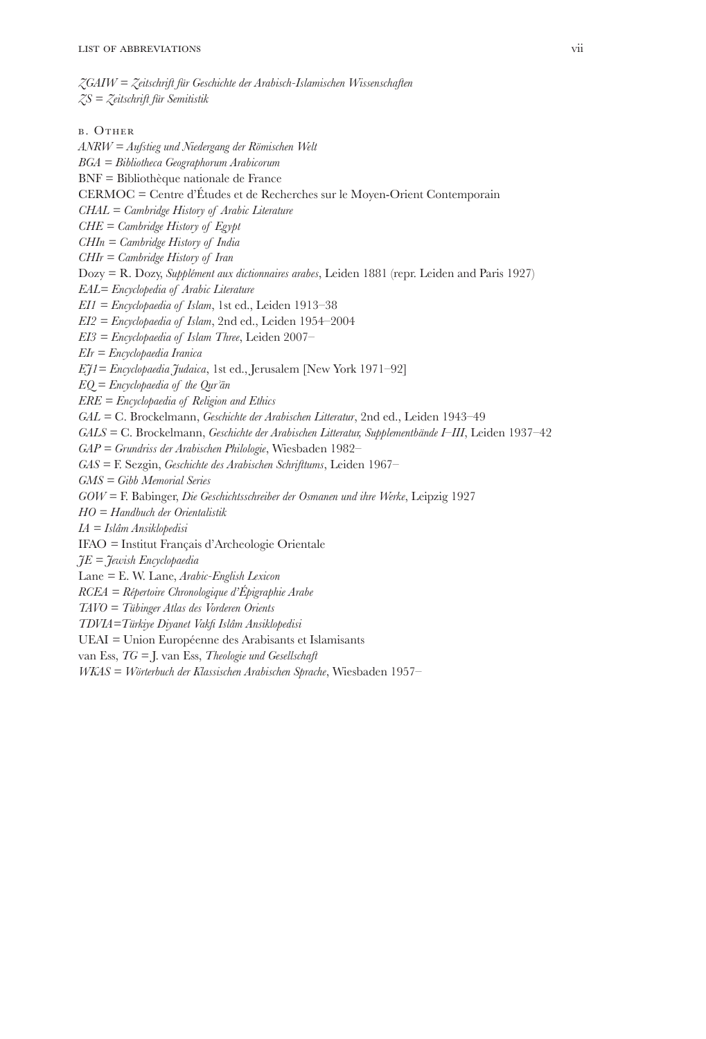*ZGAIW* = *Zeitschrift für Geschichte der Arabisch-Islamischen Wissenschaften*
*ZS* = *Zeitschrift für Semitistik*

b. Other

*ANRW* = *Aufstieg und Niedergang der Römischen Welt*
*BGA* = *Bibliotheca Geographorum Arabicorum*
BNF = Bibliothèque nationale de France
CERMOC = Centre d'Études et de Recherches sur le Moyen-Orient Contemporain
*CHAL* = *Cambridge History of Arabic Literature*
*CHE* = *Cambridge History of Egypt*
*CHIn* = *Cambridge History of India*
*CHIr* = *Cambridge History of Iran*
Dozy = R. Dozy, *Supplément aux dictionnaires arabes*, Leiden 1881 (repr. Leiden and Paris 1927)
*EAL*= *Encyclopedia of Arabic Literature*
*EI1* = *Encyclopaedia of Islam*, 1st ed., Leiden 1913–38
*EI2* = *Encyclopaedia of Islam*, 2nd ed., Leiden 1954–2004
*EI3* = *Encyclopaedia of Islam Three*, Leiden 2007–
*EIr* = *Encyclopaedia Iranica*
*EJ1*= *Encyclopaedia Judaica*, 1st ed., Jerusalem [New York 1971–92]
*EQ* = *Encyclopaedia of the Qurʾān*
*ERE* = *Encyclopaedia of Religion and Ethics*
*GAL* = C. Brockelmann, *Geschichte der Arabischen Litteratur*, 2nd ed., Leiden 1943–49
*GALS* = C. Brockelmann, *Geschichte der Arabischen Litteratur, Supplementbände I–III*, Leiden 1937–42
*GAP* = *Grundriss der Arabischen Philologie*, Wiesbaden 1982–
*GAS* = F. Sezgin, *Geschichte des Arabischen Schrifttums*, Leiden 1967–
*GMS* = *Gibb Memorial Series*
*GOW* = F. Babinger, *Die Geschichtsschreiber der Osmanen und ihre Werke*, Leipzig 1927
*HO* = *Handbuch der Orientalistik*
*IA* = *Islâm Ansiklopedisi*
IFAO = Institut Français d'Archeologie Orientale
*JE* = *Jewish Encyclopaedia*
Lane = E. W. Lane, *Arabic-English Lexicon*
*RCEA* = *Répertoire Chronologique d'Épigraphie Arabe*
*TAVO* = *Tübinger Atlas des Vorderen Orients*
*TDVIA*=*Türkiye Diyanet Vakfi Islâm Ansiklopedisi*
UEAI = Union Européenne des Arabisants et Islamisants
van Ess, *TG* = J. van Ess, *Theologie und Gesellschaft*
*WKAS* = *Wörterbuch der Klassischen Arabischen Sprache*, Wiesbaden 1957–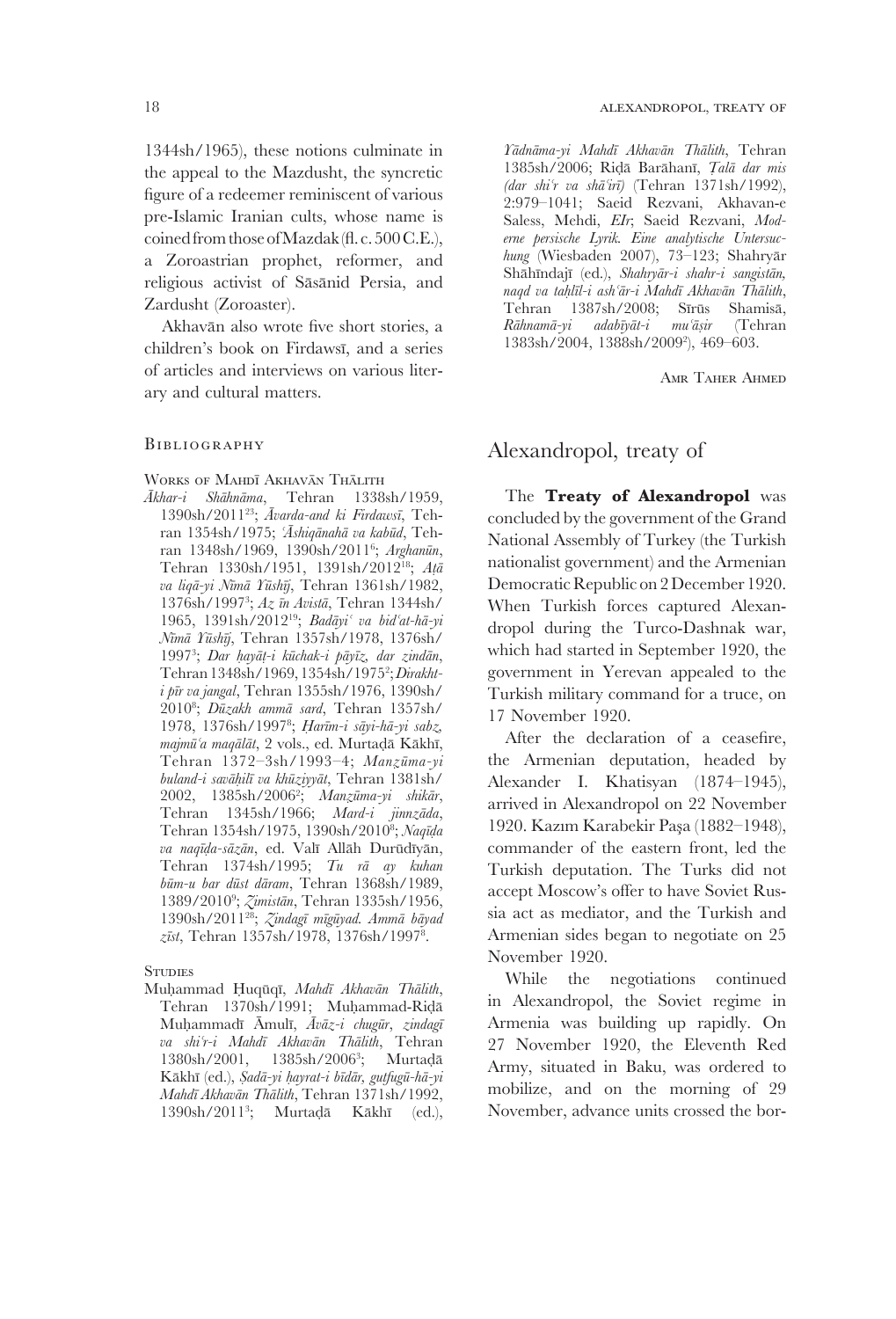1344sh/1965), these notions culminate in the appeal to the Mazdusht, the syncretic figure of a redeemer reminiscent of various pre-Islamic Iranian cults, whose name is coined from those of Mazdak (fl. c. 500 C.E.), a Zoroastrian prophet, reformer, and religious activist of Sāsānid Persia, and Zardusht (Zoroaster).

Akhavān also wrote five short stories, a children's book on Firdawsī, and a series of articles and interviews on various literary and cultural matters.

### Bibliography

Works of Mahdī Akhavān Thālith

*Ākhar-i Shāhnāma*, Tehran 1338sh/1959, 1390sh/2011[23]; *Āvarda-and ki Firdawsī*, Tehran 1354sh/1975; *ʿĀshiqānahā va kabūd*, Tehran 1348sh/1969, 1390sh/2011[6]; *Arghanūn*, Tehran 1330sh/1951, 1391sh/2012[18]; *Aṭā va liqā-yi Nīmā Yūshīj*, Tehran 1361sh/1982, 1376sh/1997[3]; *Az īn Avistā*, Tehran 1344sh/1965, 1391sh/2012[19]; *Badāyiʿ va bidʿat-hā-yi Nīmā Yūshīj*, Tehran 1357sh/1978, 1376sh/1997[3]; *Dar ḥayāṭ-i kūchak-i pāyīz, dar zindān*, Tehran 1348sh/1969, 1354sh/1975[2]; *Dirakht-i pīr va jangal*, Tehran 1355sh/1976, 1390sh/2010[8]; *Dūzakh ammā sard*, Tehran 1357sh/1978, 1376sh/1997[8]; *Ḥarīm-i sāyi-hā-yi sabz, majmūʿa maqālāt*, 2 vols., ed. Murtaḍā Kākhī, Tehran 1372–3sh/1993–4; *Manzūma-yi buland-i savāḥilī va khūziyyāt*, Tehran 1381sh/2002, 1385sh/2006[2]; *Manzūma-yi shikār*, Tehran 1345sh/1966; *Mard-i jinnzāda*, Tehran 1354sh/1975, 1390sh/2010[8]; *Naqīḍa va naqīḍa-sāzān*, ed. Valī Allāh Durūdīyān, Tehran 1374sh/1995; *Tu rā ay kuhan būm-u bar dūst dāram*, Tehran 1368sh/1989, 1389/2010[9]; *Zimistān*, Tehran 1335sh/1956, 1390sh/2011[28]; *Zindagī mīgūyad. Ammā bāyad zīst*, Tehran 1357sh/1978, 1376sh/1997[8].

Studies

Muḥammad Ḥuqūqī, *Mahdī Akhavān Thālith*, Tehran 1370sh/1991; Muḥammad-Riḍā Muḥammadī Āmulī, *Āvāz-i chugūr, zindagī va shiʿr-i Mahdī Akhavān Thālith*, Tehran 1380sh/2001, 1385sh/2006[3]; Murtaḍā Kākhī (ed.), *Ṣadā-yi ḥayrat-i bīdār, gutfugū-hā-yi Mahdī Akhavān Thālith*, Tehran 1371sh/1992, 1390sh/2011[3]; Murtaḍā Kākhī (ed.), *Yādnāma-yi Mahdī Akhavān Thālith*, Tehran 1385sh/2006; Riḍā Barāhanī, *Ṭalā dar mis (dar shiʿr va shāʿirī)* (Tehran 1371sh/1992), 2:979–1041; Saeid Rezvani, Akhavan-e Saless, Mehdi, *EIr*; Saeid Rezvani, *Moderne persische Lyrik. Eine analytische Untersuchung* (Wiesbaden 2007), 73–123; Shahryār Shāhīndajī (ed.), *Shahryār-i shahr-i sangistān, naqd va taḥlīl-i ashʿār-i Mahdī Akhavān Thālith*, Tehran 1387sh/2008; Sīrūs Shamisā, *Rāhnamā-yi adabīyāt-i muʿāṣir* (Tehran 1383sh/2004, 1388sh/2009[2]), 469–603.

Amr Taher Ahmed

## Alexandropol, treaty of

The **Treaty of Alexandropol** was concluded by the government of the Grand National Assembly of Turkey (the Turkish nationalist government) and the Armenian Democratic Republic on 2 December 1920. When Turkish forces captured Alexandropol during the Turco-Dashnak war, which had started in September 1920, the government in Yerevan appealed to the Turkish military command for a truce, on 17 November 1920.

After the declaration of a ceasefire, the Armenian deputation, headed by Alexander I. Khatisyan (1874–1945), arrived in Alexandropol on 22 November 1920. Kazım Karabekir Paşa (1882–1948), commander of the eastern front, led the Turkish deputation. The Turks did not accept Moscow's offer to have Soviet Russia act as mediator, and the Turkish and Armenian sides began to negotiate on 25 November 1920.

While the negotiations continued in Alexandropol, the Soviet regime in Armenia was building up rapidly. On 27 November 1920, the Eleventh Red Army, situated in Baku, was ordered to mobilize, and on the morning of 29 November, advance units crossed the bor-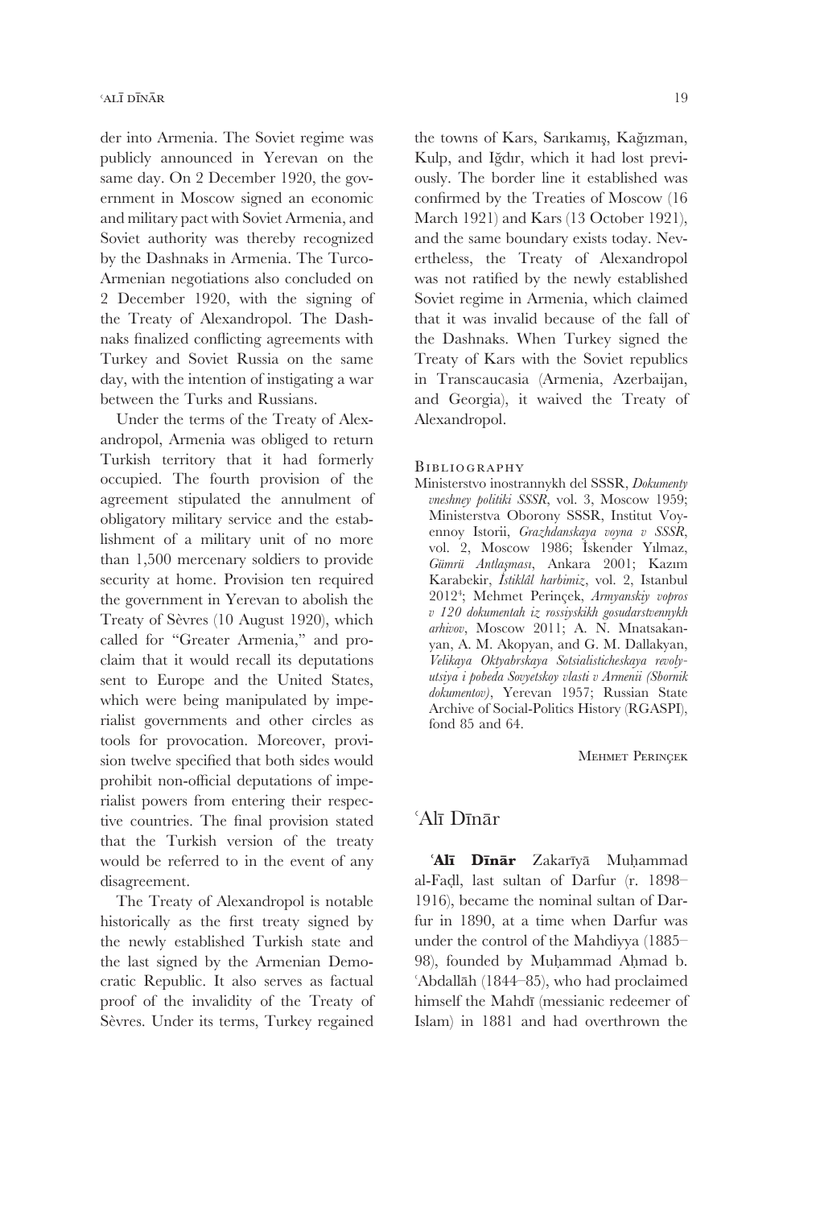der into Armenia. The Soviet regime was publicly announced in Yerevan on the same day. On 2 December 1920, the government in Moscow signed an economic and military pact with Soviet Armenia, and Soviet authority was thereby recognized by the Dashnaks in Armenia. The Turco-Armenian negotiations also concluded on 2 December 1920, with the signing of the Treaty of Alexandropol. The Dashnaks finalized conflicting agreements with Turkey and Soviet Russia on the same day, with the intention of instigating a war between the Turks and Russians.

Under the terms of the Treaty of Alexandropol, Armenia was obliged to return Turkish territory that it had formerly occupied. The fourth provision of the agreement stipulated the annulment of obligatory military service and the establishment of a military unit of no more than 1,500 mercenary soldiers to provide security at home. Provision ten required the government in Yerevan to abolish the Treaty of Sèvres (10 August 1920), which called for "Greater Armenia," and proclaim that it would recall its deputations sent to Europe and the United States, which were being manipulated by imperialist governments and other circles as tools for provocation. Moreover, provision twelve specified that both sides would prohibit non-official deputations of imperialist powers from entering their respective countries. The final provision stated that the Turkish version of the treaty would be referred to in the event of any disagreement.

The Treaty of Alexandropol is notable historically as the first treaty signed by the newly established Turkish state and the last signed by the Armenian Democratic Republic. It also serves as factual proof of the invalidity of the Treaty of Sèvres. Under its terms, Turkey regained the towns of Kars, Sarıkamış, Kağızman, Kulp, and Iğdır, which it had lost previously. The border line it established was confirmed by the Treaties of Moscow (16 March 1921) and Kars (13 October 1921), and the same boundary exists today. Nevertheless, the Treaty of Alexandropol was not ratified by the newly established Soviet regime in Armenia, which claimed that it was invalid because of the fall of the Dashnaks. When Turkey signed the Treaty of Kars with the Soviet republics in Transcaucasia (Armenia, Azerbaijan, and Georgia), it waived the Treaty of Alexandropol.

### Bibliography

Ministerstvo inostrannykh del SSSR, *Dokumenty vneshney politiki SSSR*, vol. 3, Moscow 1959; Ministerstva Oborony SSSR, Institut Voyennoy Istorii, *Grazhdanskaya voyna v SSSR*, vol. 2, Moscow 1986; İskender Yılmaz, *Gümrü Antlaşması*, Ankara 2001; Kazım Karabekir, *İstiklâl harbimiz*, vol. 2, Istanbul 2012[4]; Mehmet Perinçek, *Armyanskiy vopros v 120 dokumentah iz rossiyskikh gosudarstvennykh arhivov*, Moscow 2011; A. N. Mnatsakanyan, A. M. Akopyan, and G. M. Dallakyan, *Velikaya Oktyabrskaya Sotsialisticheskaya revolyutsiya i pobeda Sovyetskoy vlasti v Armenii (Sbornik dokumentov)*, Yerevan 1957; Russian State Archive of Social-Politics History (RGASPI), fond 85 and 64.

Mehmet Perinçek

## ʿAlī Dīnār

**ʿAlī Dīnār** Zakarīyā Muḥammad al-Faḍl, last sultan of Darfur (r. 1898–1916), became the nominal sultan of Darfur in 1890, at a time when Darfur was under the control of the Mahdiyya (1885–98), founded by Muḥammad Aḥmad b. ʿAbdallāh (1844–85), who had proclaimed himself the Mahdī (messianic redeemer of Islam) in 1881 and had overthrown the